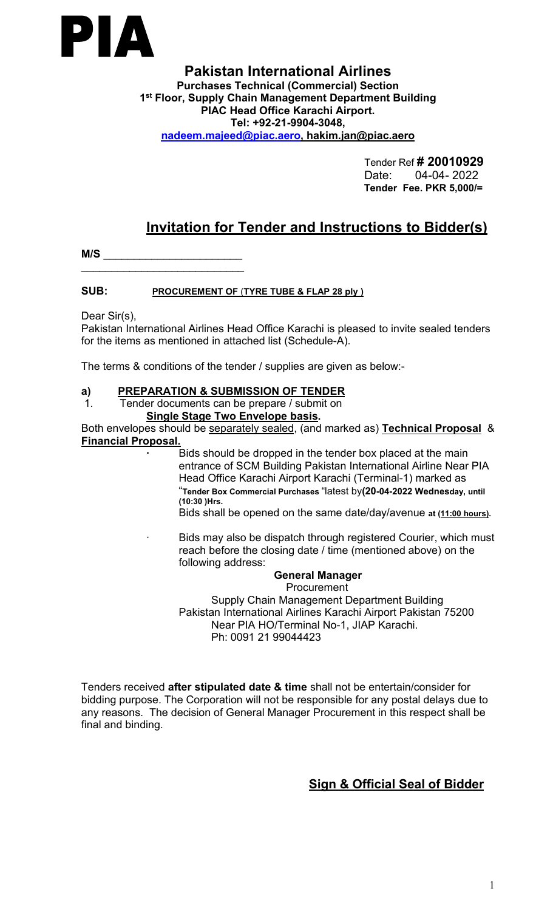# PIA

## Pakistan International Airlines

**Purchases Technical (Commercial) Section**
**1st Floor, Supply Chain Management Department Building**
**PIAC Head Office Karachi Airport.**
**Tel: +92-21-9904-3048,**
**nadeem.majeed@piac.aero, hakim.jan@piac.aero**

Tender Ref **# 20010929**
Date: 04-04- 2022
**Tender Fee. PKR 5,000/=**

## Invitation for Tender and Instructions to Bidder(s)

**M/S** ______________________
___________________________

**SUB:** **PROCUREMENT OF (TYRE TUBE & FLAP 28 ply )**

Dear Sir(s),
Pakistan International Airlines Head Office Karachi is pleased to invite sealed tenders for the items as mentioned in attached list (Schedule-A).

The terms & conditions of the tender / supplies are given as below:-

### a) PREPARATION & SUBMISSION OF TENDER

1. Tender documents can be prepare / submit on **Single Stage Two Envelope basis.**

Both envelopes should be separately sealed, (and marked as) **Technical Proposal** & **Financial Proposal.**

- Bids should be dropped in the tender box placed at the main entrance of SCM Building Pakistan International Airline Near PIA Head Office Karachi Airport Karachi (Terminal-1) marked as "**Tender Box Commercial Purchases** "latest by**(20-04-2022 Wednesday, until (10:30 )Hrs.**
  Bids shall be opened on the same date/day/avenue **at (11:00 hours).**

- Bids may also be dispatch through registered Courier, which must reach before the closing date / time (mentioned above) on the following address:

**General Manager**
Procurement
Supply Chain Management Department Building
Pakistan International Airlines Karachi Airport Pakistan 75200
Near PIA HO/Terminal No-1, JIAP Karachi.
Ph: 0091 21 99044423

Tenders received **after stipulated date & time** shall not be entertain/consider for bidding purpose. The Corporation will not be responsible for any postal delays due to any reasons. The decision of General Manager Procurement in this respect shall be final and binding.

**Sign & Official Seal of Bidder**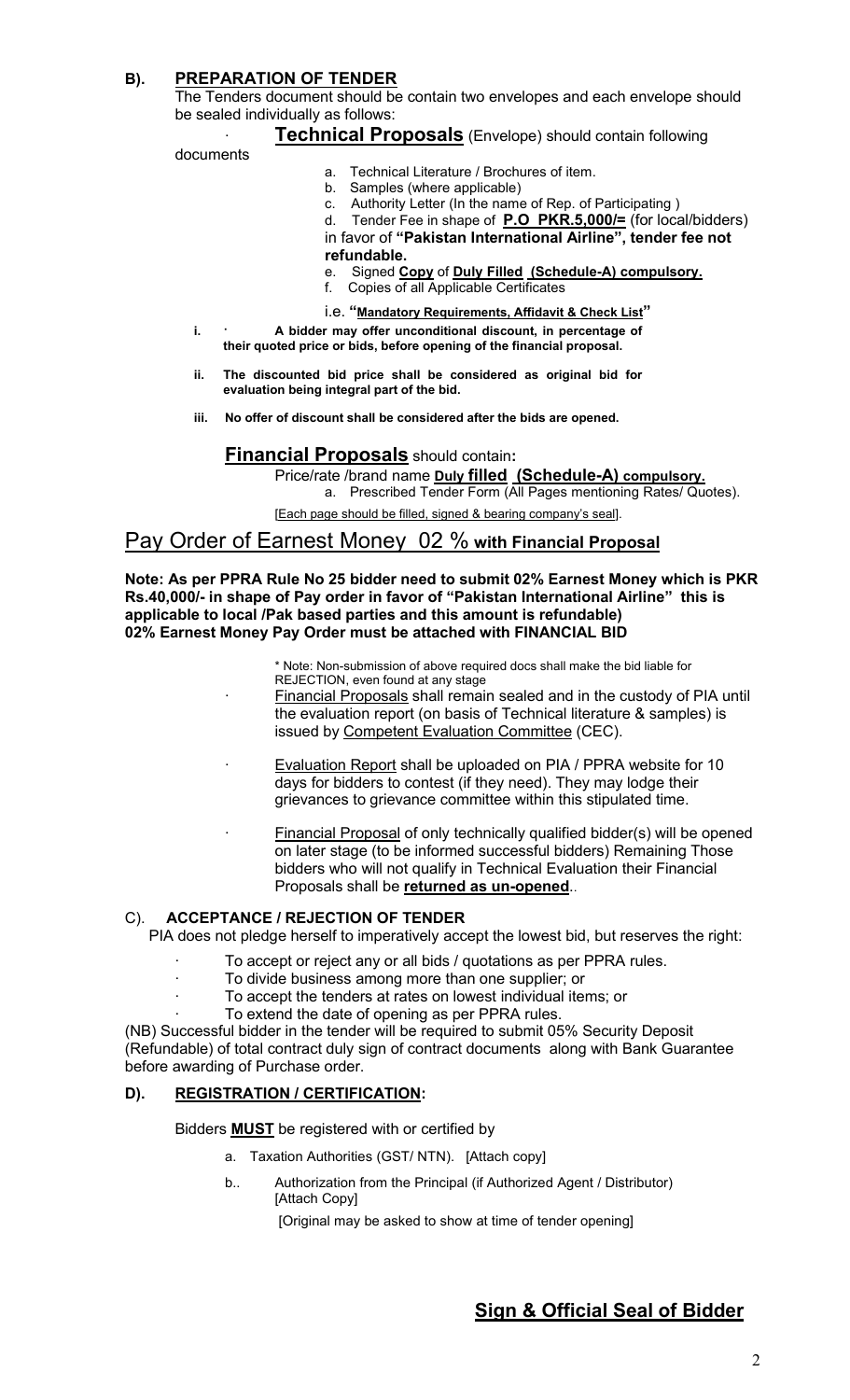## B). PREPARATION OF TENDER

The Tenders document should be contain two envelopes and each envelope should be sealed individually as follows:

- **Technical Proposals** (Envelope) should contain following documents

  a. Technical Literature / Brochures of item.
  b. Samples (where applicable)
  c. Authority Letter (In the name of Rep. of Participating )
  d. Tender Fee in shape of **P.O PKR.5,000/=** (for local/bidders) in favor of **"Pakistan International Airline", tender fee not refundable.**
  e. Signed **Copy** of **Duly Filled (Schedule-A) compulsory.**
  f. Copies of all Applicable Certificates

  i.e. **"Mandatory Requirements, Affidavit & Check List"**

  i. **A bidder may offer unconditional discount, in percentage of their quoted price or bids, before opening of the financial proposal.**

  ii. **The discounted bid price shall be considered as original bid for evaluation being integral part of the bid.**

  iii. **No offer of discount shall be considered after the bids are opened.**

**Financial Proposals** should contain**:**

Price/rate /brand name **Duly filled (Schedule-A) compulsory.**

a. Prescribed Tender Form (All Pages mentioning Rates/ Quotes).

[Each page should be filled, signed & bearing company's seal].

## Pay Order of Earnest Money 02 % **with Financial Proposal**

**Note: As per PPRA Rule No 25 bidder need to submit 02% Earnest Money which is PKR Rs.40,000/- in shape of Pay order in favor of "Pakistan International Airline" this is applicable to local /Pak based parties and this amount is refundable)**
**02% Earnest Money Pay Order must be attached with FINANCIAL BID**

\* Note: Non-submission of above required docs shall make the bid liable for REJECTION, even found at any stage

- Financial Proposals shall remain sealed and in the custody of PIA until the evaluation report (on basis of Technical literature & samples) is issued by Competent Evaluation Committee (CEC).

- Evaluation Report shall be uploaded on PIA / PPRA website for 10 days for bidders to contest (if they need). They may lodge their grievances to grievance committee within this stipulated time.

- Financial Proposal of only technically qualified bidder(s) will be opened on later stage (to be informed successful bidders) Remaining Those bidders who will not qualify in Technical Evaluation their Financial Proposals shall be **returned as un-opened**..

## C). ACCEPTANCE / REJECTION OF TENDER

PIA does not pledge herself to imperatively accept the lowest bid, but reserves the right:

- To accept or reject any or all bids / quotations as per PPRA rules.
- To divide business among more than one supplier; or
- To accept the tenders at rates on lowest individual items; or
- To extend the date of opening as per PPRA rules.

(NB) Successful bidder in the tender will be required to submit 05% Security Deposit (Refundable) of total contract duly sign of contract documents along with Bank Guarantee before awarding of Purchase order.

## D). REGISTRATION / CERTIFICATION:

Bidders **MUST** be registered with or certified by

a. Taxation Authorities (GST/ NTN). [Attach copy]

b.. Authorization from the Principal (if Authorized Agent / Distributor) [Attach Copy]

[Original may be asked to show at time of tender opening]

**Sign & Official Seal of Bidder**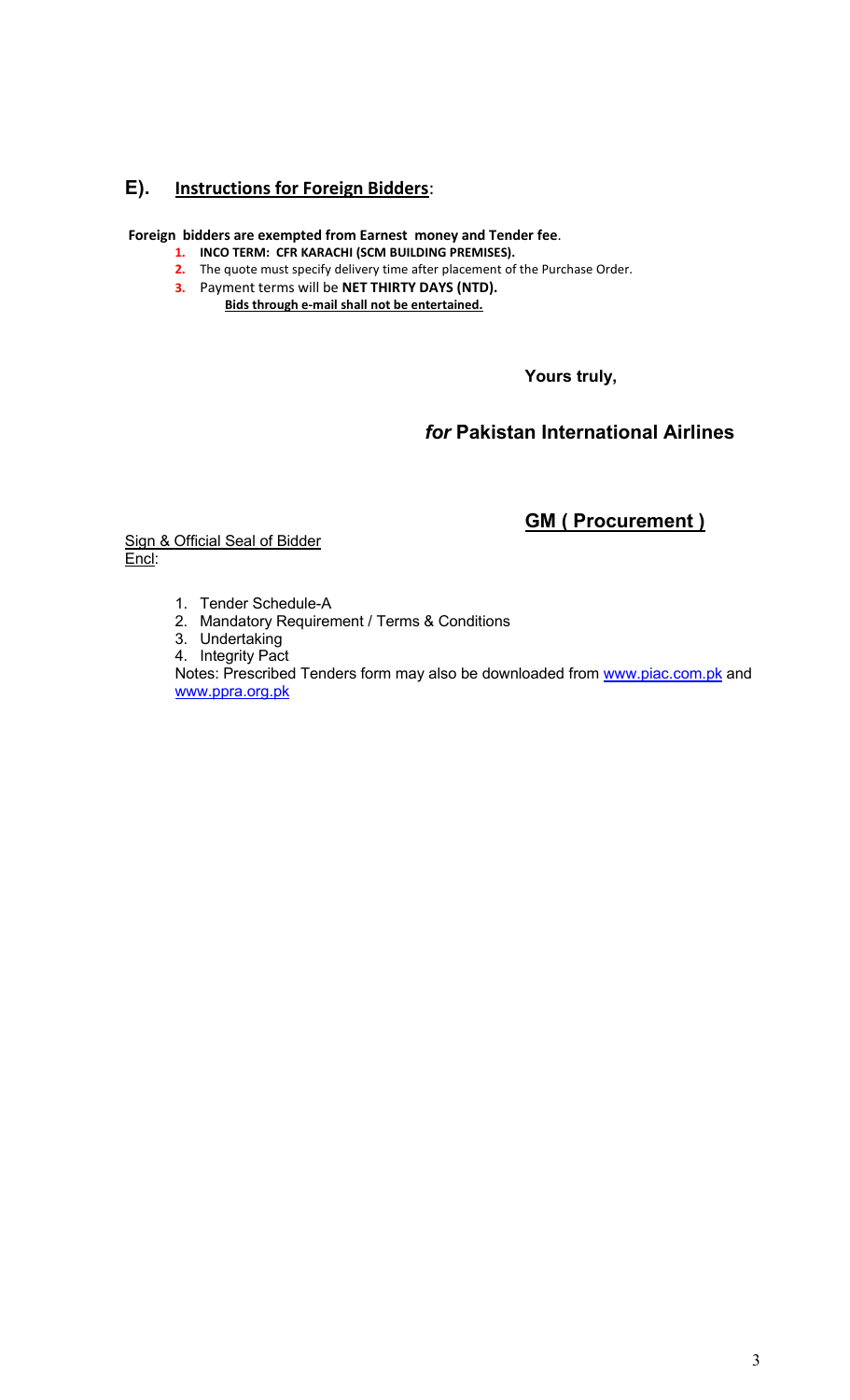## E). Instructions for Foreign Bidders:

**Foreign bidders are exempted from Earnest money and Tender fee**.

1. **INCO TERM: CFR KARACHI (SCM BUILDING PREMISES).**
2. The quote must specify delivery time after placement of the Purchase Order.
3. Payment terms will be **NET THIRTY DAYS (NTD).**

**Bids through e-mail shall not be entertained.**

**Yours truly,**

***for* Pakistan International Airlines**

**GM ( Procurement )**

Sign & Official Seal of Bidder

Encl:

1. Tender Schedule-A
2. Mandatory Requirement / Terms & Conditions
3. Undertaking
4. Integrity Pact

Notes: Prescribed Tenders form may also be downloaded from www.piac.com.pk and www.ppra.org.pk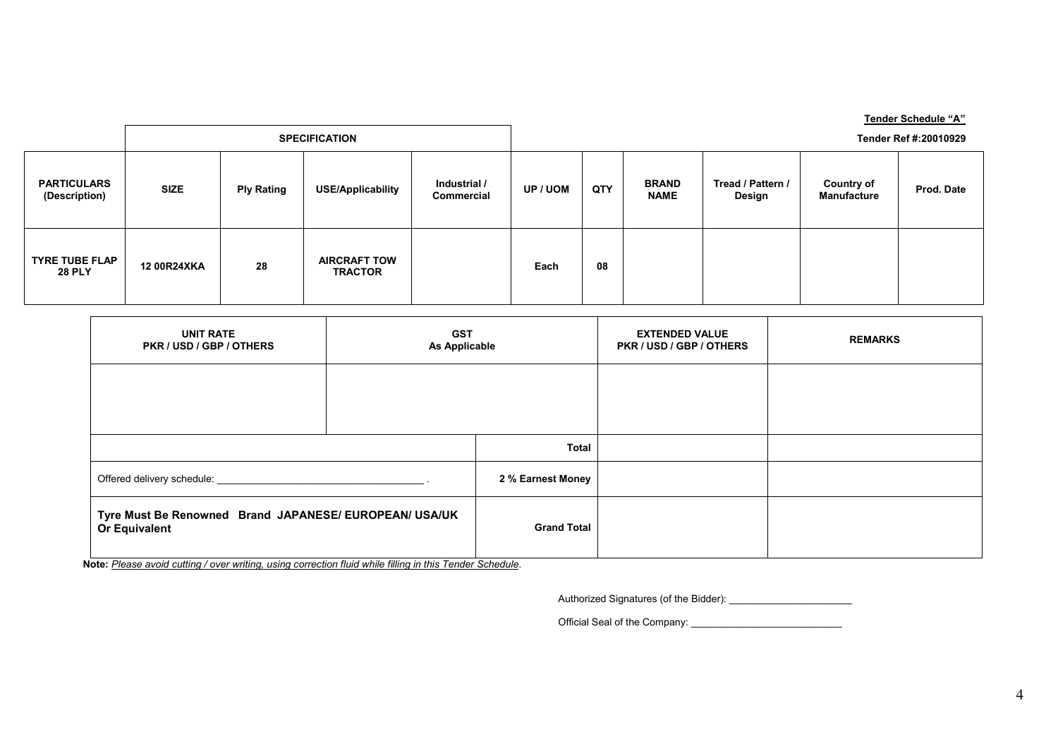**Tender Schedule "A"**

**Tender Ref #:20010929**

| PARTICULARS (Description) | SPECIFICATION | | | | UP / UOM | QTY | BRAND NAME | Tread / Pattern / Design | Country of Manufacture | Prod. Date |
|---|---|---|---|---|---|---|---|---|---|---|
| | SIZE | Ply Rating | USE/Applicability | Industrial / Commercial | | | | | | |
| TYRE TUBE FLAP 28 PLY | 12 00R24XKA | 28 | AIRCRAFT TOW TRACTOR | | Each | 08 | | | | |

| UNIT RATE PKR / USD / GBP / OTHERS | GST As Applicable | | EXTENDED VALUE PKR / USD / GBP / OTHERS | REMARKS |
|---|---|---|---|---|
| | | | | |
| | | Total | | |
| Offered delivery schedule: ____________________________________ . | | 2 % Earnest Money | | |
| **Tyre Must Be Renowned Brand JAPANESE/ EUROPEAN/ USA/UK Or Equivalent** | | Grand Total | | |

**Note:** *Please avoid cutting / over writing, using correction fluid while filling in this Tender Schedule*.

Authorized Signatures (of the Bidder): ______________________

Official Seal of the Company: ___________________________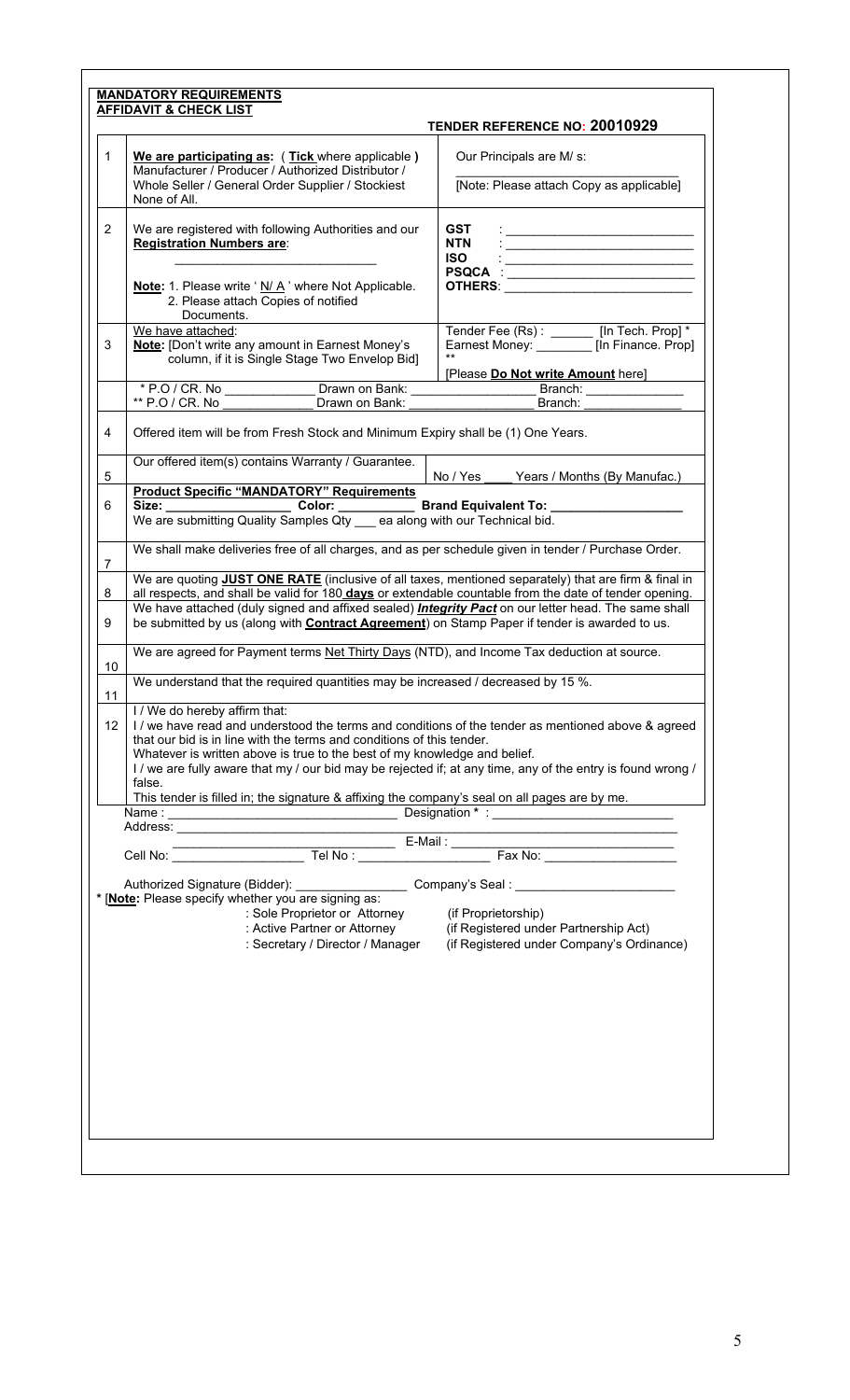**MANDATORY REQUIREMENTS**
**AFFIDAVIT & CHECK LIST**

**TENDER REFERENCE NO: 20010929**

| | | |
|---|---|---|
| 1 | **We are participating as:** ( **Tick** where applicable ) Manufacturer / Producer / Authorized Distributor / Whole Seller / General Order Supplier / Stockiest None of All. | Our Principals are M/ s: ______________________ [Note: Please attach Copy as applicable] |
| 2 | We are registered with following Authorities and our **Registration Numbers are**: ______________________ **Note:** 1. Please write ' N/ A ' where Not Applicable. 2. Please attach Copies of notified Documents. | **GST** : ______________ **NTN** : ______________ **ISO** : ______________ **PSQCA** : ______________ **OTHERS**: ______________ |
| 3 | We have attached: **Note:** [Don't write any amount in Earnest Money's column, if it is Single Stage Two Envelop Bid] | Tender Fee (Rs) : ______ [In Tech. Prop] * Earnest Money: ________ [In Finance. Prop] ** [Please **Do Not write Amount** here] |
| | * P.O / CR. No ____________ Drawn on Bank: ________________ Branch: ____________ ** P.O / CR. No ____________ Drawn on Bank: ________________ Branch: ____________ | |
| 4 | Offered item will be from Fresh Stock and Minimum Expiry shall be (1) One Years. | |
| 5 | Our offered item(s) contains Warranty / Guarantee. | No / Yes ____ Years / Months (By Manufac.) |
| 6 | **Product Specific "MANDATORY" Requirements** **Size:** ______________ **Color:** __________ **Brand Equivalent To:** ______________ We are submitting Quality Samples Qty ___ ea along with our Technical bid. | |
| 7 | We shall make deliveries free of all charges, and as per schedule given in tender / Purchase Order. | |
| 8 | We are quoting **JUST ONE RATE** (inclusive of all taxes, mentioned separately) that are firm & final in all respects, and shall be valid for 180 **days** or extendable countable from the date of tender opening. | |
| 9 | We have attached (duly signed and affixed sealed) ***Integrity Pact*** on our letter head. The same shall be submitted by us (along with **Contract Agreement**) on Stamp Paper if tender is awarded to us. | |
| 10 | We are agreed for Payment terms Net Thirty Days (NTD), and Income Tax deduction at source. | |
| 11 | We understand that the required quantities may be increased / decreased by 15 %. | |
| 12 | I / We do hereby affirm that: I / we have read and understood the terms and conditions of the tender as mentioned above & agreed that our bid is in line with the terms and conditions of this tender. Whatever is written above is true to the best of my knowledge and belief. I / we are fully aware that my / our bid may be rejected if; at any time, any of the entry is found wrong / false. This tender is filled in; the signature & affixing the company's seal on all pages are by me. | |

Name : ______________________ Designation * : ______________________

Address: ______________________________________________

______________________ E-Mail : ______________________

Cell No: ______________ Tel No : ______________ Fax No: ______________

Authorized Signature (Bidder): ______________ Company's Seal : ______________

* [**Note:** Please specify whether you are signing as:
: Sole Proprietor or Attorney (if Proprietorship)
: Active Partner or Attorney (if Registered under Partnership Act)
: Secretary / Director / Manager (if Registered under Company's Ordinance)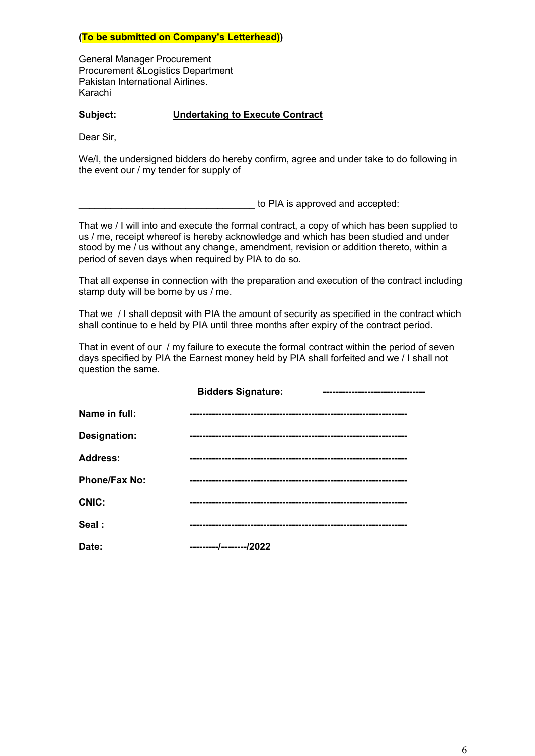**(To be submitted on Company's Letterhead))**

General Manager Procurement
Procurement &Logistics Department
Pakistan International Airlines.
Karachi

**Subject:** **Undertaking to Execute Contract**

Dear Sir,

We/I, the undersigned bidders do hereby confirm, agree and under take to do following in the event our / my tender for supply of

__________________________________ to PIA is approved and accepted:

That we / I will into and execute the formal contract, a copy of which has been supplied to us / me, receipt whereof is hereby acknowledge and which has been studied and under stood by me / us without any change, amendment, revision or addition thereto, within a period of seven days when required by PIA to do so.

That all expense in connection with the preparation and execution of the contract including stamp duty will be borne by us / me.

That we / I shall deposit with PIA the amount of security as specified in the contract which shall continue to e held by PIA until three months after expiry of the contract period.

That in event of our / my failure to execute the formal contract within the period of seven days specified by PIA the Earnest money held by PIA shall forfeited and we / I shall not question the same.

**Bidders Signature:** --------------------------------

**Name in full:** ------------------------------------------------------------------

**Designation:** ------------------------------------------------------------------

**Address:** ------------------------------------------------------------------

**Phone/Fax No:** ------------------------------------------------------------------

**CNIC:** ------------------------------------------------------------------

**Seal :** ------------------------------------------------------------------

**Date:** ---------/--------/2022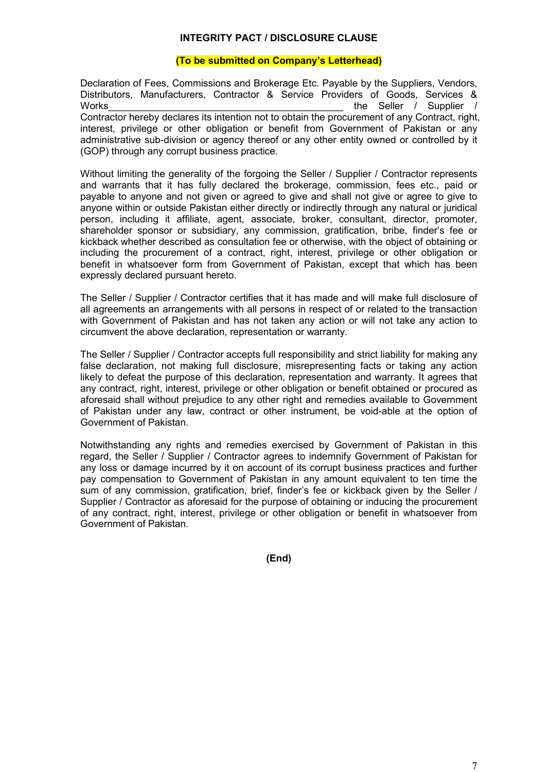**INTEGRITY PACT / DISCLOSURE CLAUSE**

**(To be submitted on Company's Letterhead)**

Declaration of Fees, Commissions and Brokerage Etc. Payable by the Suppliers, Vendors, Distributors, Manufacturers, Contractor & Service Providers of Goods, Services & Works_____________________________________________ the Seller / Supplier / Contractor hereby declares its intention not to obtain the procurement of any Contract, right, interest, privilege or other obligation or benefit from Government of Pakistan or any administrative sub-division or agency thereof or any other entity owned or controlled by it (GOP) through any corrupt business practice.

Without limiting the generality of the forgoing the Seller / Supplier / Contractor represents and warrants that it has fully declared the brokerage, commission, fees etc., paid or payable to anyone and not given or agreed to give and shall not give or agree to give to anyone within or outside Pakistan either directly or indirectly through any natural or juridical person, including it affiliate, agent, associate, broker, consultant, director, promoter, shareholder sponsor or subsidiary, any commission, gratification, bribe, finder's fee or kickback whether described as consultation fee or otherwise, with the object of obtaining or including the procurement of a contract, right, interest, privilege or other obligation or benefit in whatsoever form from Government of Pakistan, except that which has been expressly declared pursuant hereto.

The Seller / Supplier / Contractor certifies that it has made and will make full disclosure of all agreements an arrangements with all persons in respect of or related to the transaction with Government of Pakistan and has not taken any action or will not take any action to circumvent the above declaration, representation or warranty.

The Seller / Supplier / Contractor accepts full responsibility and strict liability for making any false declaration, not making full disclosure, misrepresenting facts or taking any action likely to defeat the purpose of this declaration, representation and warranty. It agrees that any contract, right, interest, privilege or other obligation or benefit obtained or procured as aforesaid shall without prejudice to any other right and remedies available to Government of Pakistan under any law, contract or other instrument, be void-able at the option of Government of Pakistan.

Notwithstanding any rights and remedies exercised by Government of Pakistan in this regard, the Seller / Supplier / Contractor agrees to indemnify Government of Pakistan for any loss or damage incurred by it on account of its corrupt business practices and further pay compensation to Government of Pakistan in any amount equivalent to ten time the sum of any commission, gratification, brief, finder's fee or kickback given by the Seller / Supplier / Contractor as aforesaid for the purpose of obtaining or inducing the procurement of any contract, right, interest, privilege or other obligation or benefit in whatsoever from Government of Pakistan.

**(End)**